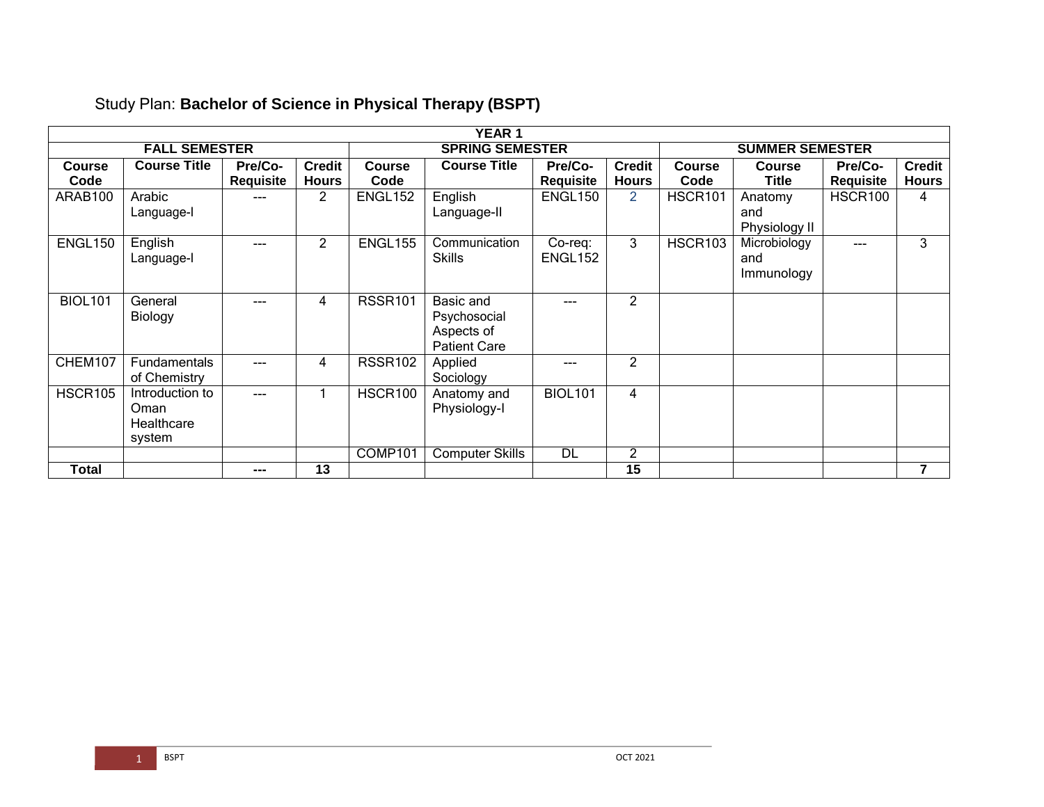Study Plan: **Bachelor of Science in Physical Therapy (BSPT)**

| **YEAR 1** | | | | | | | | | | | |
|---|---|---|---|---|---|---|---|---|---|---|---|
| **FALL SEMESTER** | | | | **SPRING SEMESTER** | | | | **SUMMER SEMESTER** | | | |
| **Course Code** | **Course Title** | **Pre/Co-Requisite** | **Credit Hours** | **Course Code** | **Course Title** | **Pre/Co-Requisite** | **Credit Hours** | **Course Code** | **Course Title** | **Pre/Co-Requisite** | **Credit Hours** |
| ARAB100 | Arabic Language-I | --- | 2 | ENGL152 | English Language-II | ENGL150 | 2 | HSCR101 | Anatomy and Physiology II | HSCR100 | 4 |
| ENGL150 | English Language-I | --- | 2 | ENGL155 | Communication Skills | Co-req: ENGL152 | 3 | HSCR103 | Microbiology and Immunology | --- | 3 |
| BIOL101 | General Biology | --- | 4 | RSSR101 | Basic and Psychosocial Aspects of Patient Care | --- | 2 | | | | |
| CHEM107 | Fundamentals of Chemistry | --- | 4 | RSSR102 | Applied Sociology | --- | 2 | | | | |
| HSCR105 | Introduction to Oman Healthcare system | --- | 1 | HSCR100 | Anatomy and Physiology-I | BIOL101 | 4 | | | | |
| | | | | COMP101 | Computer Skills | DL | 2 | | | | |
| **Total** | | **---** | **13** | | | | **15** | | | | **7** |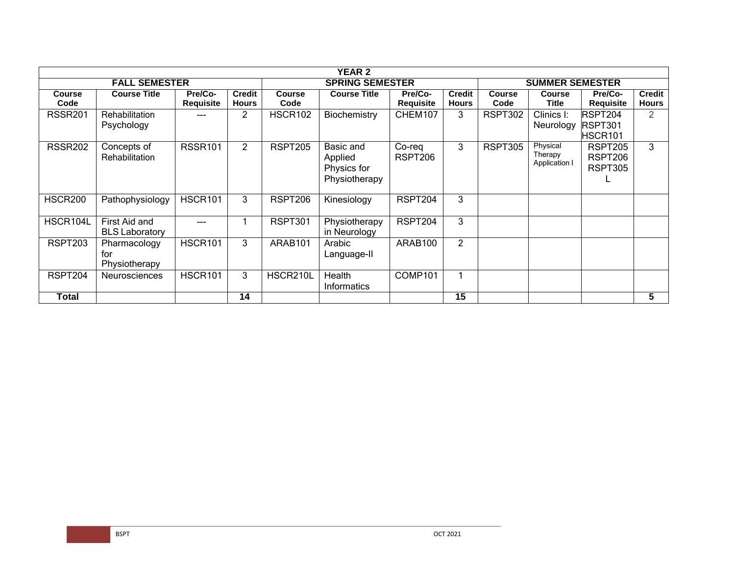| YEAR 2 | | | | | | | | | | | |
|---|---|---|---|---|---|---|---|---|---|---|---|
| FALL SEMESTER | | | | SPRING SEMESTER | | | | SUMMER SEMESTER | | | |
| Course Code | Course Title | Pre/Co-Requisite | Credit Hours | Course Code | Course Title | Pre/Co-Requisite | Credit Hours | Course Code | Course Title | Pre/Co-Requisite | Credit Hours |
| RSSR201 | Rehabilitation Psychology | --- | 2 | HSCR102 | Biochemistry | CHEM107 | 3 | RSPT302 | Clinics I: Neurology | RSPT204 RSPT301 HSCR101 | 2 |
| RSSR202 | Concepts of Rehabilitation | RSSR101 | 2 | RSPT205 | Basic and Applied Physics for Physiotherapy | Co-req RSPT206 | 3 | RSPT305 | Physical Therapy Application I | RSPT205 RSPT206 RSPT305L | 3 |
| HSCR200 | Pathophysiology | HSCR101 | 3 | RSPT206 | Kinesiology | RSPT204 | 3 | | | | |
| HSCR104L | First Aid and BLS Laboratory | --- | 1 | RSPT301 | Physiotherapy in Neurology | RSPT204 | 3 | | | | |
| RSPT203 | Pharmacology for Physiotherapy | HSCR101 | 3 | ARAB101 | Arabic Language-II | ARAB100 | 2 | | | | |
| RSPT204 | Neurosciences | HSCR101 | 3 | HSCR210L | Health Informatics | COMP101 | 1 | | | | |
| **Total** | | | **14** | | | | **15** | | | | **5** |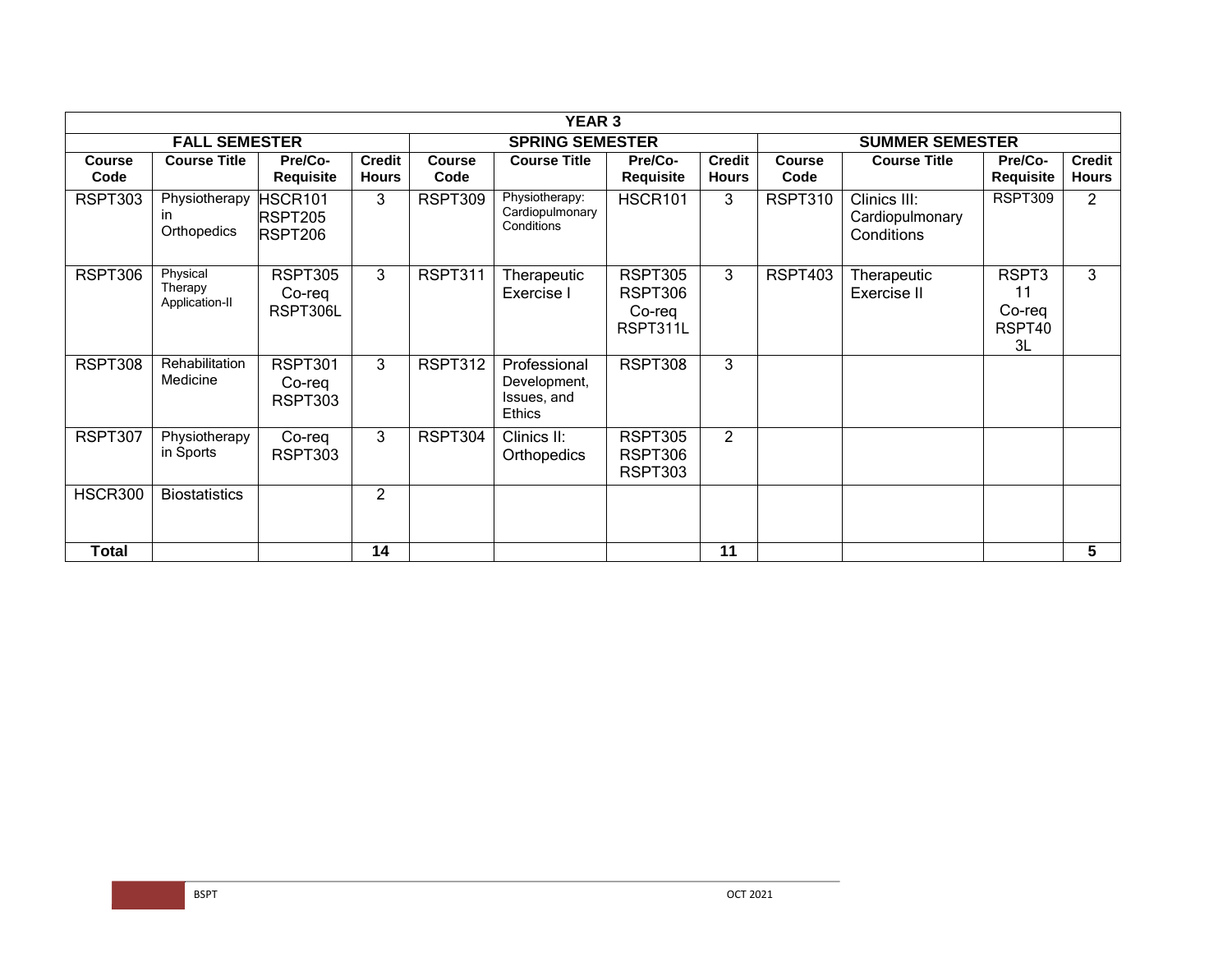| YEAR 3 | | | | | | | | | | | |
|---|---|---|---|---|---|---|---|---|---|---|---|
| FALL SEMESTER | | | | SPRING SEMESTER | | | | SUMMER SEMESTER | | | |
| Course Code | Course Title | Pre/Co-Requisite | Credit Hours | Course Code | Course Title | Pre/Co-Requisite | Credit Hours | Course Code | Course Title | Pre/Co-Requisite | Credit Hours |
| RSPT303 | Physiotherapy in Orthopedics | HSCR101 RSPT205 RSPT206 | 3 | RSPT309 | Physiotherapy: Cardiopulmonary Conditions | HSCR101 | 3 | RSPT310 | Clinics III: Cardiopulmonary Conditions | RSPT309 | 2 |
| RSPT306 | Physical Therapy Application-II | RSPT305 Co-req RSPT306L | 3 | RSPT311 | Therapeutic Exercise I | RSPT305 RSPT306 Co-req RSPT311L | 3 | RSPT403 | Therapeutic Exercise II | RSPT311 Co-req RSPT403L | 3 |
| RSPT308 | Rehabilitation Medicine | RSPT301 Co-req RSPT303 | 3 | RSPT312 | Professional Development, Issues, and Ethics | RSPT308 | 3 | | | | |
| RSPT307 | Physiotherapy in Sports | Co-req RSPT303 | 3 | RSPT304 | Clinics II: Orthopedics | RSPT305 RSPT306 RSPT303 | 2 | | | | |
| HSCR300 | Biostatistics | | 2 | | | | | | | | |
| **Total** | | | **14** | | | | **11** | | | | **5** |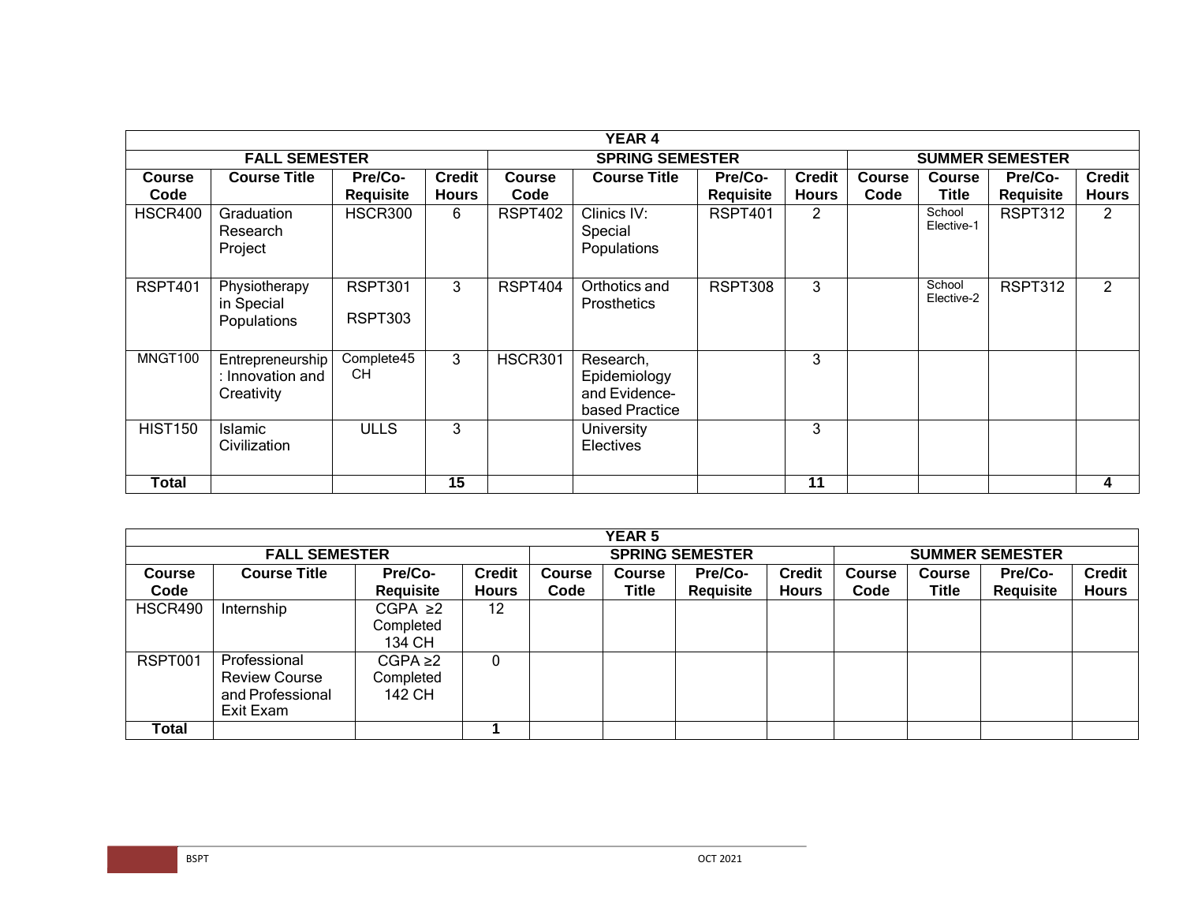| YEAR 4 | | | | | | | | | | | |
|---|---|---|---|---|---|---|---|---|---|---|---|
| FALL SEMESTER | | | | SPRING SEMESTER | | | | SUMMER SEMESTER | | | |
| Course Code | Course Title | Pre/Co-Requisite | Credit Hours | Course Code | Course Title | Pre/Co-Requisite | Credit Hours | Course Code | Course Title | Pre/Co-Requisite | Credit Hours |
| HSCR400 | Graduation Research Project | HSCR300 | 6 | RSPT402 | Clinics IV: Special Populations | RSPT401 | 2 | | School Elective-1 | RSPT312 | 2 |
| RSPT401 | Physiotherapy in Special Populations | RSPT301 RSPT303 | 3 | RSPT404 | Orthotics and Prosthetics | RSPT308 | 3 | | School Elective-2 | RSPT312 | 2 |
| MNGT100 | Entrepreneurship: Innovation and Creativity | Complete45 CH | 3 | HSCR301 | Research, Epidemiology and Evidence-based Practice | | 3 | | | | |
| HIST150 | Islamic Civilization | ULLS | 3 | | University Electives | | 3 | | | | |
| **Total** | | | **15** | | | | **11** | | | | **4** |

| YEAR 5 | | | | | | | | | | | |
|---|---|---|---|---|---|---|---|---|---|---|---|
| FALL SEMESTER | | | | SPRING SEMESTER | | | | SUMMER SEMESTER | | | |
| Course Code | Course Title | Pre/Co-Requisite | Credit Hours | Course Code | Course Title | Pre/Co-Requisite | Credit Hours | Course Code | Course Title | Pre/Co-Requisite | Credit Hours |
| HSCR490 | Internship | CGPA ≥2 Completed 134 CH | 12 | | | | | | | | |
| RSPT001 | Professional Review Course and Professional Exit Exam | CGPA ≥2 Completed 142 CH | 0 | | | | | | | | |
| **Total** | | | **1** | | | | | | | | |